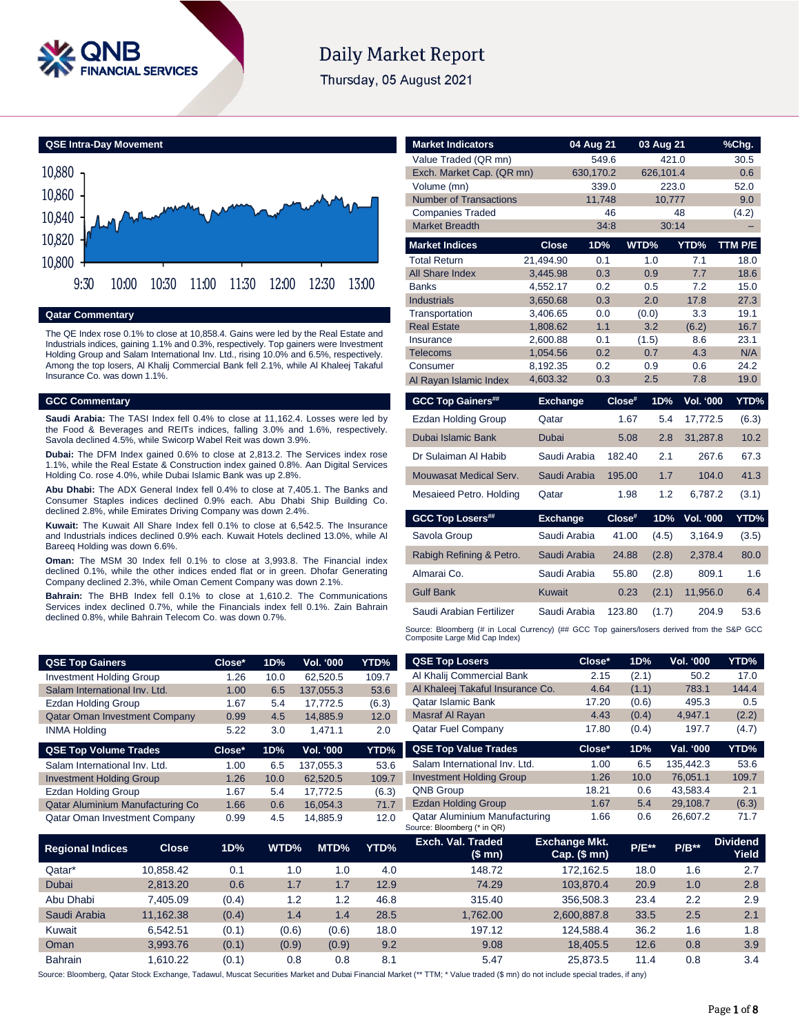# Daily Market Report

Thursday, 05 August 2021

## QSE Intra-Day Movement

## Qatar Commentary

The QE Index rose 0.1% to close at 10,858.4. Gains were led by the Real Estate and Industrials indices, gaining 1.1% and 0.3%, respectively. Top gainers were Investment Holding Group and Salam International Inv. Ltd., rising 10.0% and 6.5%, respectively. Among the top losers, Al Khalij Commercial Bank fell 2.1%, while Al Khaleej Takaful Insurance Co. was down 1.1%.

## GCC Commentary

**Saudi Arabia:** The TASI Index fell 0.4% to close at 11,162.4. Losses were led by the Food & Beverages and REITs indices, falling 3.0% and 1.6%, respectively. Savola declined 4.5%, while Swicorp Wabel Reit was down 3.9%.

**Dubai:** The DFM Index gained 0.6% to close at 2,813.2. The Services index rose 1.1%, while the Real Estate & Construction index gained 0.8%. Aan Digital Services Holding Co. rose 4.0%, while Dubai Islamic Bank was up 2.8%.

**Abu Dhabi:** The ADX General Index fell 0.4% to close at 7,405.1. The Banks and Consumer Staples indices declined 0.9% each. Abu Dhabi Ship Building Co. declined 2.8%, while Emirates Driving Company was down 2.4%.

**Kuwait:** The Kuwait All Share Index fell 0.1% to close at 6,542.5. The Insurance and Industrials indices declined 0.9% each. Kuwait Hotels declined 13.0%, while Al Bareeq Holding was down 6.6%.

**Oman:** The MSM 30 Index fell 0.1% to close at 3,993.8. The Financial index declined 0.1%, while the other indices ended flat or in green. Dhofar Generating Company declined 2.3%, while Oman Cement Company was down 2.1%.

**Bahrain:** The BHB Index fell 0.1% to close at 1,610.2. The Communications Services index declined 0.7%, while the Financials index fell 0.1%. Zain Bahrain declined 0.8%, while Bahrain Telecom Co. was down 0.7%.

| Market Indicators | 04 Aug 21 | 03 Aug 21 | %Chg. |
|---|---|---|---|
| Value Traded (QR mn) | 549.6 | 421.0 | 30.5 |
| Exch. Market Cap. (QR mn) | 630,170.2 | 626,101.4 | 0.6 |
| Volume (mn) | 339.0 | 223.0 | 52.0 |
| Number of Transactions | 11,748 | 10,777 | 9.0 |
| Companies Traded | 46 | 48 | (4.2) |
| Market Breadth | 34:8 | 30:14 | – |

| Market Indices | Close | 1D% | WTD% | YTD% | TTM P/E |
|---|---|---|---|---|---|
| Total Return | 21,494.90 | 0.1 | 1.0 | 7.1 | 18.0 |
| All Share Index | 3,445.98 | 0.3 | 0.9 | 7.7 | 18.6 |
| Banks | 4,552.17 | 0.2 | 0.5 | 7.2 | 15.0 |
| Industrials | 3,650.68 | 0.3 | 2.0 | 17.8 | 27.3 |
| Transportation | 3,406.65 | 0.0 | (0.0) | 3.3 | 19.1 |
| Real Estate | 1,808.62 | 1.1 | 3.2 | (6.2) | 16.7 |
| Insurance | 2,600.88 | 0.1 | (1.5) | 8.6 | 23.1 |
| Telecoms | 1,054.56 | 0.2 | 0.7 | 4.3 | N/A |
| Consumer | 8,192.35 | 0.2 | 0.9 | 0.6 | 24.2 |
| Al Rayan Islamic Index | 4,603.32 | 0.3 | 2.5 | 7.8 | 19.0 |

| GCC Top Gainers## | Exchange | Close# | 1D% | Vol. '000 | YTD% |
|---|---|---|---|---|---|
| Ezdan Holding Group | Qatar | 1.67 | 5.4 | 17,772.5 | (6.3) |
| Dubai Islamic Bank | Dubai | 5.08 | 2.8 | 31,287.8 | 10.2 |
| Dr Sulaiman Al Habib | Saudi Arabia | 182.40 | 2.1 | 267.6 | 67.3 |
| Mouwasat Medical Serv. | Saudi Arabia | 195.00 | 1.7 | 104.0 | 41.3 |
| Mesaieed Petro. Holding | Qatar | 1.98 | 1.2 | 6,787.2 | (3.1) |

| GCC Top Losers## | Exchange | Close# | 1D% | Vol. '000 | YTD% |
|---|---|---|---|---|---|
| Savola Group | Saudi Arabia | 41.00 | (4.5) | 3,164.9 | (3.5) |
| Rabigh Refining & Petro. | Saudi Arabia | 24.88 | (2.8) | 2,378.4 | 80.0 |
| Almarai Co. | Saudi Arabia | 55.80 | (2.8) | 809.1 | 1.6 |
| Gulf Bank | Kuwait | 0.23 | (2.1) | 11,956.0 | 6.4 |
| Saudi Arabian Fertilizer | Saudi Arabia | 123.80 | (1.7) | 204.9 | 53.6 |

Source: Bloomberg (# in Local Currency) (## GCC Top gainers/losers derived from the S&P GCC Composite Large Mid Cap Index)

| QSE Top Gainers | Close* | 1D% | Vol. '000 | YTD% |
|---|---|---|---|---|
| Investment Holding Group | 1.26 | 10.0 | 62,520.5 | 109.7 |
| Salam International Inv. Ltd. | 1.00 | 6.5 | 137,055.3 | 53.6 |
| Ezdan Holding Group | 1.67 | 5.4 | 17,772.5 | (6.3) |
| Qatar Oman Investment Company | 0.99 | 4.5 | 14,885.9 | 12.0 |
| INMA Holding | 5.22 | 3.0 | 1,471.1 | 2.0 |

| QSE Top Volume Trades | Close* | 1D% | Vol. '000 | YTD% |
|---|---|---|---|---|
| Salam International Inv. Ltd. | 1.00 | 6.5 | 137,055.3 | 53.6 |
| Investment Holding Group | 1.26 | 10.0 | 62,520.5 | 109.7 |
| Ezdan Holding Group | 1.67 | 5.4 | 17,772.5 | (6.3) |
| Qatar Aluminium Manufacturing Co | 1.66 | 0.6 | 16,054.3 | 71.7 |
| Qatar Oman Investment Company | 0.99 | 4.5 | 14,885.9 | 12.0 |

| QSE Top Losers | Close* | 1D% | Vol. '000 | YTD% |
|---|---|---|---|---|
| Al Khalij Commercial Bank | 2.15 | (2.1) | 50.2 | 17.0 |
| Al Khaleej Takaful Insurance Co. | 4.64 | (1.1) | 783.1 | 144.4 |
| Qatar Islamic Bank | 17.20 | (0.6) | 495.3 | 0.5 |
| Masraf Al Rayan | 4.43 | (0.4) | 4,947.1 | (2.2) |
| Qatar Fuel Company | 17.80 | (0.4) | 197.7 | (4.7) |

| QSE Top Value Trades | Close* | 1D% | Val. '000 | YTD% |
|---|---|---|---|---|
| Salam International Inv. Ltd. | 1.00 | 6.5 | 135,442.3 | 53.6 |
| Investment Holding Group | 1.26 | 10.0 | 76,051.1 | 109.7 |
| QNB Group | 18.21 | 0.6 | 43,583.4 | 2.1 |
| Ezdan Holding Group | 1.67 | 5.4 | 29,108.7 | (6.3) |
| Qatar Aluminium Manufacturing | 1.66 | 0.6 | 26,607.2 | 71.7 |

Source: Bloomberg (* in QR)

| Regional Indices | Close | 1D% | WTD% | MTD% | YTD% | Exch. Val. Traded ($ mn) | Exchange Mkt. Cap. ($ mn) | P/E** | P/B** | Dividend Yield |
|---|---|---|---|---|---|---|---|---|---|---|
| Qatar* | 10,858.42 | 0.1 | 1.0 | 1.0 | 4.0 | 148.72 | 172,162.5 | 18.0 | 1.6 | 2.7 |
| Dubai | 2,813.20 | 0.6 | 1.7 | 1.7 | 12.9 | 74.29 | 103,870.4 | 20.9 | 1.0 | 2.8 |
| Abu Dhabi | 7,405.09 | (0.4) | 1.2 | 1.2 | 46.8 | 315.40 | 356,508.3 | 23.4 | 2.2 | 2.9 |
| Saudi Arabia | 11,162.38 | (0.4) | 1.4 | 1.4 | 28.5 | 1,762.00 | 2,600,887.8 | 33.5 | 2.5 | 2.1 |
| Kuwait | 6,542.51 | (0.1) | (0.6) | (0.6) | 18.0 | 197.12 | 124,588.4 | 36.2 | 1.6 | 1.8 |
| Oman | 3,993.76 | (0.1) | (0.9) | (0.9) | 9.2 | 9.08 | 18,405.5 | 12.6 | 0.8 | 3.9 |
| Bahrain | 1,610.22 | (0.1) | 0.8 | 0.8 | 8.1 | 5.47 | 25,873.5 | 11.4 | 0.8 | 3.4 |

Source: Bloomberg, Qatar Stock Exchange, Tadawul, Muscat Securities Market and Dubai Financial Market (** TTM; * Value traded ($ mn) do not include special trades, if any)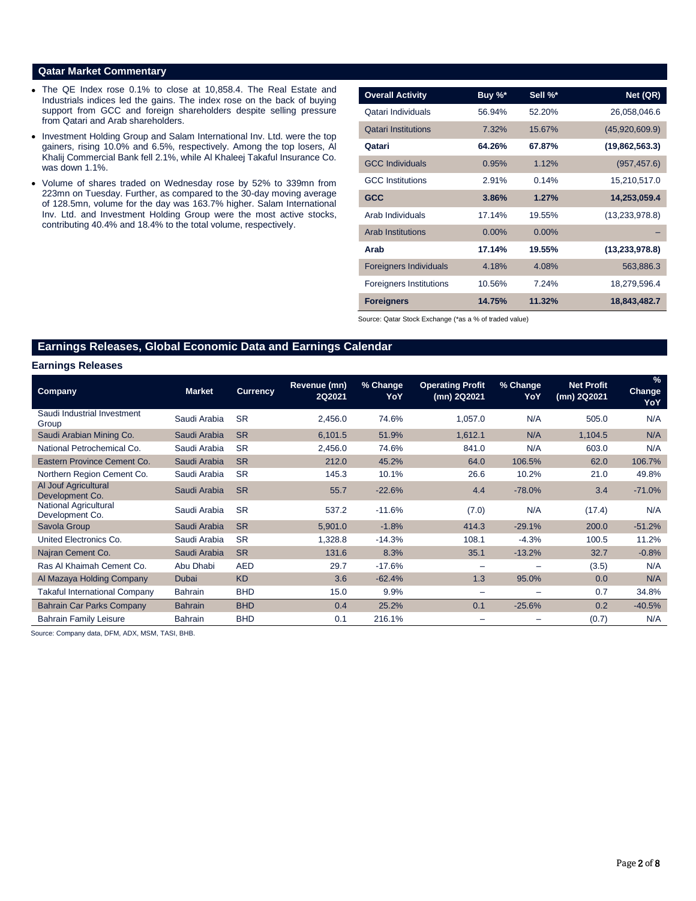## Qatar Market Commentary

- The QE Index rose 0.1% to close at 10,858.4. The Real Estate and Industrials indices led the gains. The index rose on the back of buying support from GCC and foreign shareholders despite selling pressure from Qatari and Arab shareholders.
- Investment Holding Group and Salam International Inv. Ltd. were the top gainers, rising 10.0% and 6.5%, respectively. Among the top losers, Al Khalij Commercial Bank fell 2.1%, while Al Khaleej Takaful Insurance Co. was down 1.1%.
- Volume of shares traded on Wednesday rose by 52% to 339mn from 223mn on Tuesday. Further, as compared to the 30-day moving average of 128.5mn, volume for the day was 163.7% higher. Salam International Inv. Ltd. and Investment Holding Group were the most active stocks, contributing 40.4% and 18.4% to the total volume, respectively.

| Overall Activity | Buy %* | Sell %* | Net (QR) |
|---|---|---|---|
| Qatari Individuals | 56.94% | 52.20% | 26,058,046.6 |
| Qatari Institutions | 7.32% | 15.67% | (45,920,609.9) |
| **Qatari** | **64.26%** | **67.87%** | **(19,862,563.3)** |
| GCC Individuals | 0.95% | 1.12% | (957,457.6) |
| GCC Institutions | 2.91% | 0.14% | 15,210,517.0 |
| **GCC** | **3.86%** | **1.27%** | **14,253,059.4** |
| Arab Individuals | 17.14% | 19.55% | (13,233,978.8) |
| Arab Institutions | 0.00% | 0.00% | – |
| **Arab** | **17.14%** | **19.55%** | **(13,233,978.8)** |
| Foreigners Individuals | 4.18% | 4.08% | 563,886.3 |
| Foreigners Institutions | 10.56% | 7.24% | 18,279,596.4 |
| **Foreigners** | **14.75%** | **11.32%** | **18,843,482.7** |

Source: Qatar Stock Exchange (*as a % of traded value)

## Earnings Releases, Global Economic Data and Earnings Calendar

### Earnings Releases

| Company | Market | Currency | Revenue (mn) 2Q2021 | % Change YoY | Operating Profit (mn) 2Q2021 | % Change YoY | Net Profit (mn) 2Q2021 | % Change YoY |
|---|---|---|---|---|---|---|---|---|
| Saudi Industrial Investment Group | Saudi Arabia | SR | 2,456.0 | 74.6% | 1,057.0 | N/A | 505.0 | N/A |
| Saudi Arabian Mining Co. | Saudi Arabia | SR | 6,101.5 | 51.9% | 1,612.1 | N/A | 1,104.5 | N/A |
| National Petrochemical Co. | Saudi Arabia | SR | 2,456.0 | 74.6% | 841.0 | N/A | 603.0 | N/A |
| Eastern Province Cement Co. | Saudi Arabia | SR | 212.0 | 45.2% | 64.0 | 106.5% | 62.0 | 106.7% |
| Northern Region Cement Co. | Saudi Arabia | SR | 145.3 | 10.1% | 26.6 | 10.2% | 21.0 | 49.8% |
| Al Jouf Agricultural Development Co. | Saudi Arabia | SR | 55.7 | -22.6% | 4.4 | -78.0% | 3.4 | -71.0% |
| National Agricultural Development Co. | Saudi Arabia | SR | 537.2 | -11.6% | (7.0) | N/A | (17.4) | N/A |
| Savola Group | Saudi Arabia | SR | 5,901.0 | -1.8% | 414.3 | -29.1% | 200.0 | -51.2% |
| United Electronics Co. | Saudi Arabia | SR | 1,328.8 | -14.3% | 108.1 | -4.3% | 100.5 | 11.2% |
| Najran Cement Co. | Saudi Arabia | SR | 131.6 | 8.3% | 35.1 | -13.2% | 32.7 | -0.8% |
| Ras Al Khaimah Cement Co. | Abu Dhabi | AED | 29.7 | -17.6% | – | – | (3.5) | N/A |
| Al Mazaya Holding Company | Dubai | KD | 3.6 | -62.4% | 1.3 | 95.0% | 0.0 | N/A |
| Takaful International Company | Bahrain | BHD | 15.0 | 9.9% | – | – | 0.7 | 34.8% |
| Bahrain Car Parks Company | Bahrain | BHD | 0.4 | 25.2% | 0.1 | -25.6% | 0.2 | -40.5% |
| Bahrain Family Leisure | Bahrain | BHD | 0.1 | 216.1% | – | – | (0.7) | N/A |

Source: Company data, DFM, ADX, MSM, TASI, BHB.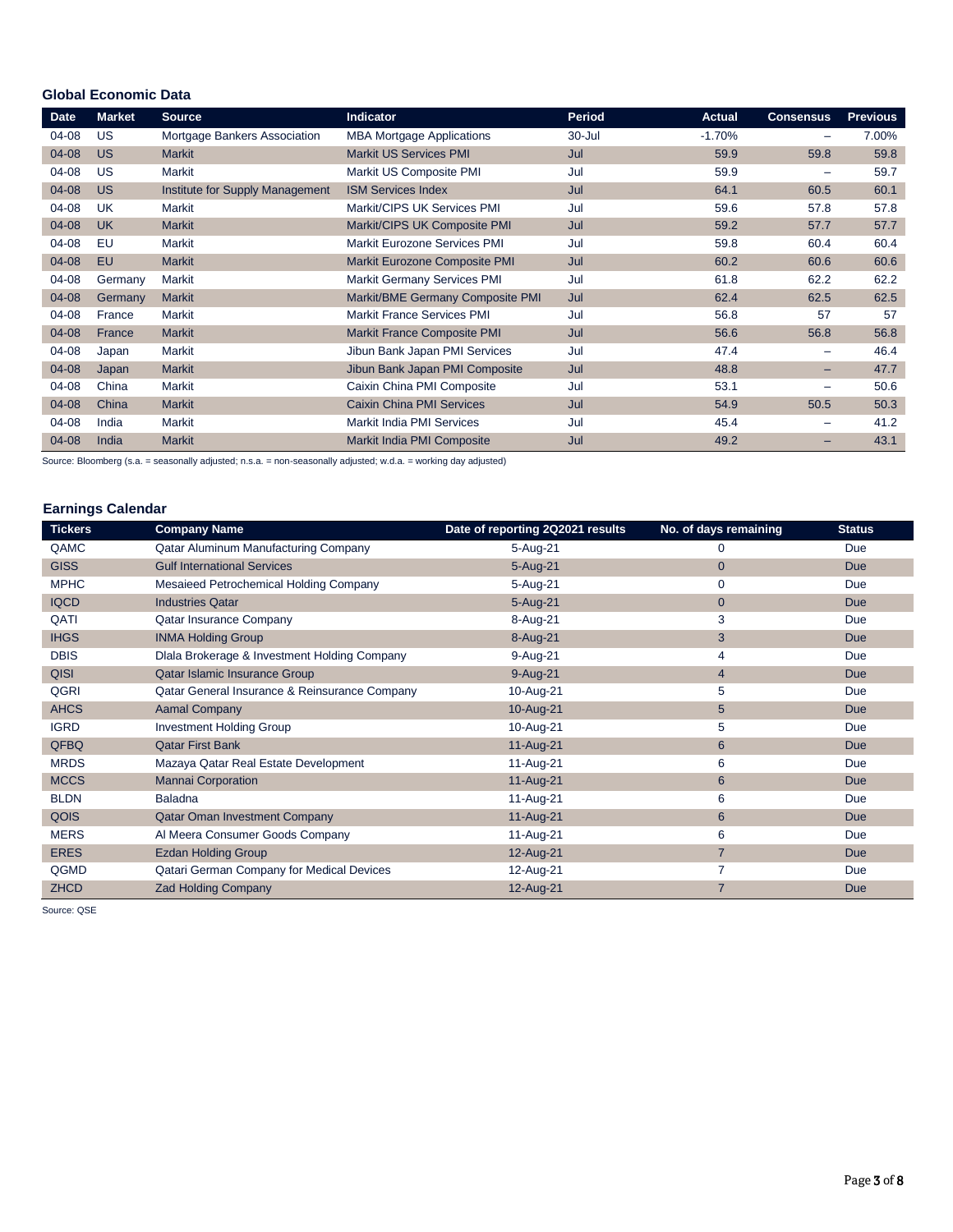### Global Economic Data

| Date | Market | Source | Indicator | Period | Actual | Consensus | Previous |
|---|---|---|---|---|---|---|---|
| 04-08 | US | Mortgage Bankers Association | MBA Mortgage Applications | 30-Jul | -1.70% | – | 7.00% |
| 04-08 | US | Markit | Markit US Services PMI | Jul | 59.9 | 59.8 | 59.8 |
| 04-08 | US | Markit | Markit US Composite PMI | Jul | 59.9 | – | 59.7 |
| 04-08 | US | Institute for Supply Management | ISM Services Index | Jul | 64.1 | 60.5 | 60.1 |
| 04-08 | UK | Markit | Markit/CIPS UK Services PMI | Jul | 59.6 | 57.8 | 57.8 |
| 04-08 | UK | Markit | Markit/CIPS UK Composite PMI | Jul | 59.2 | 57.7 | 57.7 |
| 04-08 | EU | Markit | Markit Eurozone Services PMI | Jul | 59.8 | 60.4 | 60.4 |
| 04-08 | EU | Markit | Markit Eurozone Composite PMI | Jul | 60.2 | 60.6 | 60.6 |
| 04-08 | Germany | Markit | Markit Germany Services PMI | Jul | 61.8 | 62.2 | 62.2 |
| 04-08 | Germany | Markit | Markit/BME Germany Composite PMI | Jul | 62.4 | 62.5 | 62.5 |
| 04-08 | France | Markit | Markit France Services PMI | Jul | 56.8 | 57 | 57 |
| 04-08 | France | Markit | Markit France Composite PMI | Jul | 56.6 | 56.8 | 56.8 |
| 04-08 | Japan | Markit | Jibun Bank Japan PMI Services | Jul | 47.4 | – | 46.4 |
| 04-08 | Japan | Markit | Jibun Bank Japan PMI Composite | Jul | 48.8 | – | 47.7 |
| 04-08 | China | Markit | Caixin China PMI Composite | Jul | 53.1 | – | 50.6 |
| 04-08 | China | Markit | Caixin China PMI Services | Jul | 54.9 | 50.5 | 50.3 |
| 04-08 | India | Markit | Markit India PMI Services | Jul | 45.4 | – | 41.2 |
| 04-08 | India | Markit | Markit India PMI Composite | Jul | 49.2 | – | 43.1 |

Source: Bloomberg (s.a. = seasonally adjusted; n.s.a. = non-seasonally adjusted; w.d.a. = working day adjusted)

### Earnings Calendar

| Tickers | Company Name | Date of reporting 2Q2021 results | No. of days remaining | Status |
|---|---|---|---|---|
| QAMC | Qatar Aluminum Manufacturing Company | 5-Aug-21 | 0 | Due |
| GISS | Gulf International Services | 5-Aug-21 | 0 | Due |
| MPHC | Mesaieed Petrochemical Holding Company | 5-Aug-21 | 0 | Due |
| IQCD | Industries Qatar | 5-Aug-21 | 0 | Due |
| QATI | Qatar Insurance Company | 8-Aug-21 | 3 | Due |
| IHGS | INMA Holding Group | 8-Aug-21 | 3 | Due |
| DBIS | Dlala Brokerage & Investment Holding Company | 9-Aug-21 | 4 | Due |
| QISI | Qatar Islamic Insurance Group | 9-Aug-21 | 4 | Due |
| QGRI | Qatar General Insurance & Reinsurance Company | 10-Aug-21 | 5 | Due |
| AHCS | Aamal Company | 10-Aug-21 | 5 | Due |
| IGRD | Investment Holding Group | 10-Aug-21 | 5 | Due |
| QFBQ | Qatar First Bank | 11-Aug-21 | 6 | Due |
| MRDS | Mazaya Qatar Real Estate Development | 11-Aug-21 | 6 | Due |
| MCCS | Mannai Corporation | 11-Aug-21 | 6 | Due |
| BLDN | Baladna | 11-Aug-21 | 6 | Due |
| QOIS | Qatar Oman Investment Company | 11-Aug-21 | 6 | Due |
| MERS | Al Meera Consumer Goods Company | 11-Aug-21 | 6 | Due |
| ERES | Ezdan Holding Group | 12-Aug-21 | 7 | Due |
| QGMD | Qatari German Company for Medical Devices | 12-Aug-21 | 7 | Due |
| ZHCD | Zad Holding Company | 12-Aug-21 | 7 | Due |

Source: QSE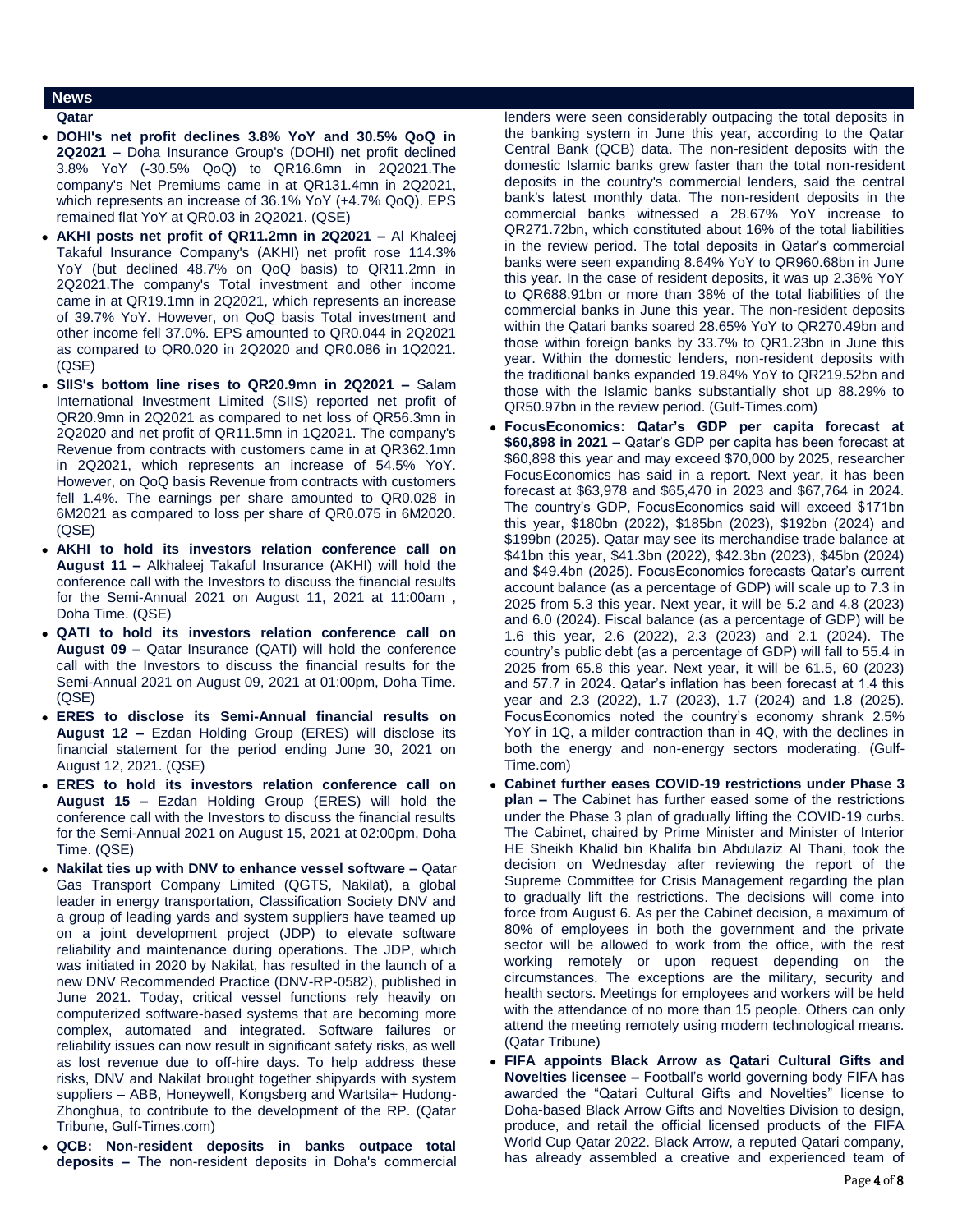## News

### Qatar

- **DOHI's net profit declines 3.8% YoY and 30.5% QoQ in 2Q2021 –** Doha Insurance Group's (DOHI) net profit declined 3.8% YoY (-30.5% QoQ) to QR16.6mn in 2Q2021.The company's Net Premiums came in at QR131.4mn in 2Q2021, which represents an increase of 36.1% YoY (+4.7% QoQ). EPS remained flat YoY at QR0.03 in 2Q2021. (QSE)
- **AKHI posts net profit of QR11.2mn in 2Q2021 –** Al Khaleej Takaful Insurance Company's (AKHI) net profit rose 114.3% YoY (but declined 48.7% on QoQ basis) to QR11.2mn in 2Q2021.The company's Total investment and other income came in at QR19.1mn in 2Q2021, which represents an increase of 39.7% YoY. However, on QoQ basis Total investment and other income fell 37.0%. EPS amounted to QR0.044 in 2Q2021 as compared to QR0.020 in 2Q2020 and QR0.086 in 1Q2021. (QSE)
- **SIIS's bottom line rises to QR20.9mn in 2Q2021 –** Salam International Investment Limited (SIIS) reported net profit of QR20.9mn in 2Q2021 as compared to net loss of QR56.3mn in 2Q2020 and net profit of QR11.5mn in 1Q2021. The company's Revenue from contracts with customers came in at QR362.1mn in 2Q2021, which represents an increase of 54.5% YoY. However, on QoQ basis Revenue from contracts with customers fell 1.4%. The earnings per share amounted to QR0.028 in 6M2021 as compared to loss per share of QR0.075 in 6M2020. (QSE)
- **AKHI to hold its investors relation conference call on August 11 –** Alkhaleej Takaful Insurance (AKHI) will hold the conference call with the Investors to discuss the financial results for the Semi-Annual 2021 on August 11, 2021 at 11:00am , Doha Time. (QSE)
- **QATI to hold its investors relation conference call on August 09 –** Qatar Insurance (QATI) will hold the conference call with the Investors to discuss the financial results for the Semi-Annual 2021 on August 09, 2021 at 01:00pm, Doha Time. (QSE)
- **ERES to disclose its Semi-Annual financial results on August 12 –** Ezdan Holding Group (ERES) will disclose its financial statement for the period ending June 30, 2021 on August 12, 2021. (QSE)
- **ERES to hold its investors relation conference call on August 15 –** Ezdan Holding Group (ERES) will hold the conference call with the Investors to discuss the financial results for the Semi-Annual 2021 on August 15, 2021 at 02:00pm, Doha Time. (QSE)
- **Nakilat ties up with DNV to enhance vessel software –** Qatar Gas Transport Company Limited (QGTS, Nakilat), a global leader in energy transportation, Classification Society DNV and a group of leading yards and system suppliers have teamed up on a joint development project (JDP) to elevate software reliability and maintenance during operations. The JDP, which was initiated in 2020 by Nakilat, has resulted in the launch of a new DNV Recommended Practice (DNV-RP-0582), published in June 2021. Today, critical vessel functions rely heavily on computerized software-based systems that are becoming more complex, automated and integrated. Software failures or reliability issues can now result in significant safety risks, as well as lost revenue due to off-hire days. To help address these risks, DNV and Nakilat brought together shipyards with system suppliers – ABB, Honeywell, Kongsberg and Wartsila+ Hudong-Zhonghua, to contribute to the development of the RP. (Qatar Tribune, Gulf-Times.com)
- **QCB: Non-resident deposits in banks outpace total deposits –** The non-resident deposits in Doha's commercial lenders were seen considerably outpacing the total deposits in the banking system in June this year, according to the Qatar Central Bank (QCB) data. The non-resident deposits with the domestic Islamic banks grew faster than the total non-resident deposits in the country's commercial lenders, said the central bank's latest monthly data. The non-resident deposits in the commercial banks witnessed a 28.67% YoY increase to QR271.72bn, which constituted about 16% of the total liabilities in the review period. The total deposits in Qatar's commercial banks were seen expanding 8.64% YoY to QR960.68bn in June this year. In the case of resident deposits, it was up 2.36% YoY to QR688.91bn or more than 38% of the total liabilities of the commercial banks in June this year. The non-resident deposits within the Qatari banks soared 28.65% YoY to QR270.49bn and those within foreign banks by 33.7% to QR1.23bn in June this year. Within the domestic lenders, non-resident deposits with the traditional banks expanded 19.84% YoY to QR219.52bn and those with the Islamic banks substantially shot up 88.29% to QR50.97bn in the review period. (Gulf-Times.com)
- **FocusEconomics: Qatar's GDP per capita forecast at $60,898 in 2021 –** Qatar's GDP per capita has been forecast at $60,898 this year and may exceed $70,000 by 2025, researcher FocusEconomics has said in a report. Next year, it has been forecast at $63,978 and $65,470 in 2023 and $67,764 in 2024. The country's GDP, FocusEconomics said will exceed $171bn this year, $180bn (2022), $185bn (2023), $192bn (2024) and $199bn (2025). Qatar may see its merchandise trade balance at $41bn this year, $41.3bn (2022), $42.3bn (2023), $45bn (2024) and $49.4bn (2025). FocusEconomics forecasts Qatar's current account balance (as a percentage of GDP) will scale up to 7.3 in 2025 from 5.3 this year. Next year, it will be 5.2 and 4.8 (2023) and 6.0 (2024). Fiscal balance (as a percentage of GDP) will be 1.6 this year, 2.6 (2022), 2.3 (2023) and 2.1 (2024). The country's public debt (as a percentage of GDP) will fall to 55.4 in 2025 from 65.8 this year. Next year, it will be 61.5, 60 (2023) and 57.7 in 2024. Qatar's inflation has been forecast at 1.4 this year and 2.3 (2022), 1.7 (2023), 1.7 (2024) and 1.8 (2025). FocusEconomics noted the country's economy shrank 2.5% YoY in 1Q, a milder contraction than in 4Q, with the declines in both the energy and non-energy sectors moderating. (Gulf-Time.com)
- **Cabinet further eases COVID-19 restrictions under Phase 3 plan –** The Cabinet has further eased some of the restrictions under the Phase 3 plan of gradually lifting the COVID-19 curbs. The Cabinet, chaired by Prime Minister and Minister of Interior HE Sheikh Khalid bin Khalifa bin Abdulaziz Al Thani, took the decision on Wednesday after reviewing the report of the Supreme Committee for Crisis Management regarding the plan to gradually lift the restrictions. The decisions will come into force from August 6. As per the Cabinet decision, a maximum of 80% of employees in both the government and the private sector will be allowed to work from the office, with the rest working remotely or upon request depending on the circumstances. The exceptions are the military, security and health sectors. Meetings for employees and workers will be held with the attendance of no more than 15 people. Others can only attend the meeting remotely using modern technological means. (Qatar Tribune)
- **FIFA appoints Black Arrow as Qatari Cultural Gifts and Novelties licensee –** Football's world governing body FIFA has awarded the "Qatari Cultural Gifts and Novelties" license to Doha-based Black Arrow Gifts and Novelties Division to design, produce, and retail the official licensed products of the FIFA World Cup Qatar 2022. Black Arrow, a reputed Qatari company, has already assembled a creative and experienced team of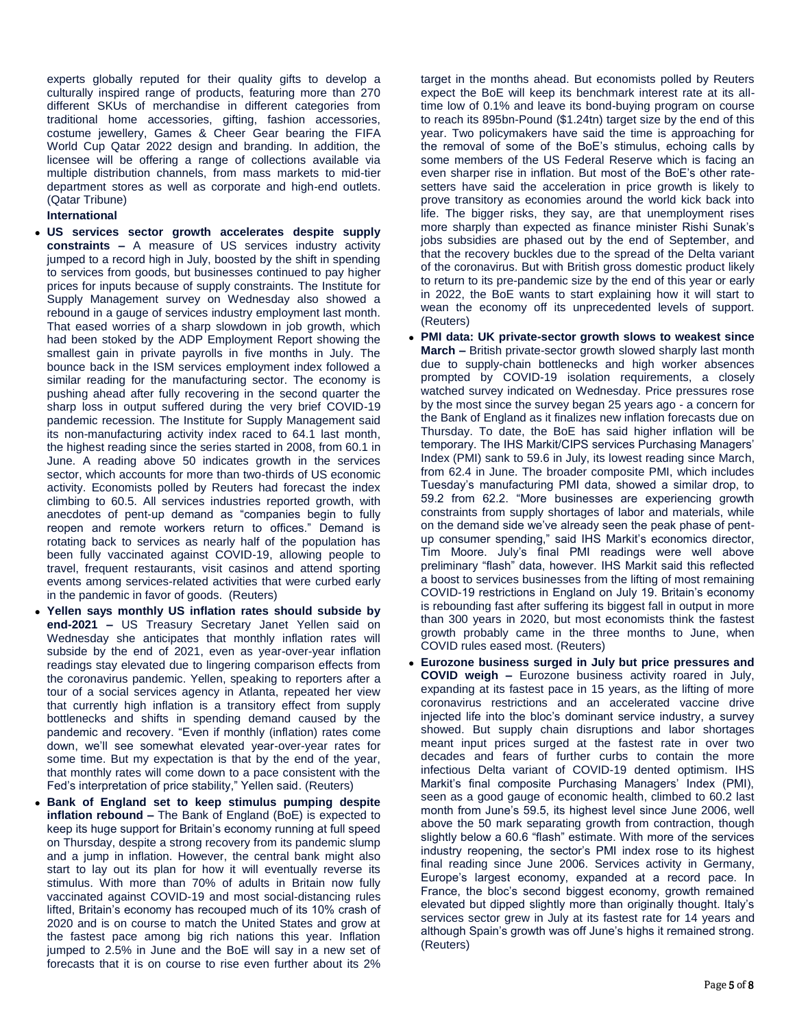experts globally reputed for their quality gifts to develop a culturally inspired range of products, featuring more than 270 different SKUs of merchandise in different categories from traditional home accessories, gifting, fashion accessories, costume jewellery, Games & Cheer Gear bearing the FIFA World Cup Qatar 2022 design and branding. In addition, the licensee will be offering a range of collections available via multiple distribution channels, from mass markets to mid-tier department stores as well as corporate and high-end outlets. (Qatar Tribune)

**International**

- **US services sector growth accelerates despite supply constraints –** A measure of US services industry activity jumped to a record high in July, boosted by the shift in spending to services from goods, but businesses continued to pay higher prices for inputs because of supply constraints. The Institute for Supply Management survey on Wednesday also showed a rebound in a gauge of services industry employment last month. That eased worries of a sharp slowdown in job growth, which had been stoked by the ADP Employment Report showing the smallest gain in private payrolls in five months in July. The bounce back in the ISM services employment index followed a similar reading for the manufacturing sector. The economy is pushing ahead after fully recovering in the second quarter the sharp loss in output suffered during the very brief COVID-19 pandemic recession. The Institute for Supply Management said its non-manufacturing activity index raced to 64.1 last month, the highest reading since the series started in 2008, from 60.1 in June. A reading above 50 indicates growth in the services sector, which accounts for more than two-thirds of US economic activity. Economists polled by Reuters had forecast the index climbing to 60.5. All services industries reported growth, with anecdotes of pent-up demand as "companies begin to fully reopen and remote workers return to offices." Demand is rotating back to services as nearly half of the population has been fully vaccinated against COVID-19, allowing people to travel, frequent restaurants, visit casinos and attend sporting events among services-related activities that were curbed early in the pandemic in favor of goods. (Reuters)
- **Yellen says monthly US inflation rates should subside by end-2021 –** US Treasury Secretary Janet Yellen said on Wednesday she anticipates that monthly inflation rates will subside by the end of 2021, even as year-over-year inflation readings stay elevated due to lingering comparison effects from the coronavirus pandemic. Yellen, speaking to reporters after a tour of a social services agency in Atlanta, repeated her view that currently high inflation is a transitory effect from supply bottlenecks and shifts in spending demand caused by the pandemic and recovery. "Even if monthly (inflation) rates come down, we'll see somewhat elevated year-over-year rates for some time. But my expectation is that by the end of the year, that monthly rates will come down to a pace consistent with the Fed's interpretation of price stability," Yellen said. (Reuters)
- **Bank of England set to keep stimulus pumping despite inflation rebound –** The Bank of England (BoE) is expected to keep its huge support for Britain's economy running at full speed on Thursday, despite a strong recovery from its pandemic slump and a jump in inflation. However, the central bank might also start to lay out its plan for how it will eventually reverse its stimulus. With more than 70% of adults in Britain now fully vaccinated against COVID-19 and most social-distancing rules lifted, Britain's economy has recouped much of its 10% crash of 2020 and is on course to match the United States and grow at the fastest pace among big rich nations this year. Inflation jumped to 2.5% in June and the BoE will say in a new set of forecasts that it is on course to rise even further about its 2% target in the months ahead. But economists polled by Reuters expect the BoE will keep its benchmark interest rate at its all-time low of 0.1% and leave its bond-buying program on course to reach its 895bn-Pound ($1.24tn) target size by the end of this year. Two policymakers have said the time is approaching for the removal of some of the BoE's stimulus, echoing calls by some members of the US Federal Reserve which is facing an even sharper rise in inflation. But most of the BoE's other rate-setters have said the acceleration in price growth is likely to prove transitory as economies around the world kick back into life. The bigger risks, they say, are that unemployment rises more sharply than expected as finance minister Rishi Sunak's jobs subsidies are phased out by the end of September, and that the recovery buckles due to the spread of the Delta variant of the coronavirus. But with British gross domestic product likely to return to its pre-pandemic size by the end of this year or early in 2022, the BoE wants to start explaining how it will start to wean the economy off its unprecedented levels of support. (Reuters)
- **PMI data: UK private-sector growth slows to weakest since March –** British private-sector growth slowed sharply last month due to supply-chain bottlenecks and high worker absences prompted by COVID-19 isolation requirements, a closely watched survey indicated on Wednesday. Price pressures rose by the most since the survey began 25 years ago - a concern for the Bank of England as it finalizes new inflation forecasts due on Thursday. To date, the BoE has said higher inflation will be temporary. The IHS Markit/CIPS services Purchasing Managers' Index (PMI) sank to 59.6 in July, its lowest reading since March, from 62.4 in June. The broader composite PMI, which includes Tuesday's manufacturing PMI data, showed a similar drop, to 59.2 from 62.2. "More businesses are experiencing growth constraints from supply shortages of labor and materials, while on the demand side we've already seen the peak phase of pent-up consumer spending," said IHS Markit's economics director, Tim Moore. July's final PMI readings were well above preliminary "flash" data, however. IHS Markit said this reflected a boost to services businesses from the lifting of most remaining COVID-19 restrictions in England on July 19. Britain's economy is rebounding fast after suffering its biggest fall in output in more than 300 years in 2020, but most economists think the fastest growth probably came in the three months to June, when COVID rules eased most. (Reuters)
- **Eurozone business surged in July but price pressures and COVID weigh –** Eurozone business activity roared in July, expanding at its fastest pace in 15 years, as the lifting of more coronavirus restrictions and an accelerated vaccine drive injected life into the bloc's dominant service industry, a survey showed. But supply chain disruptions and labor shortages meant input prices surged at the fastest rate in over two decades and fears of further curbs to contain the more infectious Delta variant of COVID-19 dented optimism. IHS Markit's final composite Purchasing Managers' Index (PMI), seen as a good gauge of economic health, climbed to 60.2 last month from June's 59.5, its highest level since June 2006, well above the 50 mark separating growth from contraction, though slightly below a 60.6 "flash" estimate. With more of the services industry reopening, the sector's PMI index rose to its highest final reading since June 2006. Services activity in Germany, Europe's largest economy, expanded at a record pace. In France, the bloc's second biggest economy, growth remained elevated but dipped slightly more than originally thought. Italy's services sector grew in July at its fastest rate for 14 years and although Spain's growth was off June's highs it remained strong. (Reuters)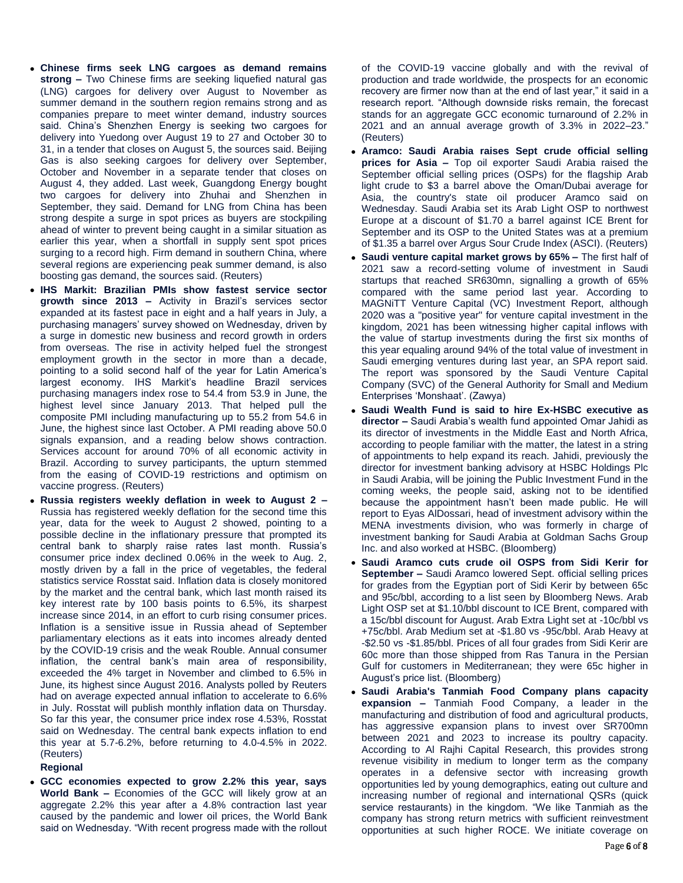- **Chinese firms seek LNG cargoes as demand remains strong –** Two Chinese firms are seeking liquefied natural gas (LNG) cargoes for delivery over August to November as summer demand in the southern region remains strong and as companies prepare to meet winter demand, industry sources said. China's Shenzhen Energy is seeking two cargoes for delivery into Yuedong over August 19 to 27 and October 30 to 31, in a tender that closes on August 5, the sources said. Beijing Gas is also seeking cargoes for delivery over September, October and November in a separate tender that closes on August 4, they added. Last week, Guangdong Energy bought two cargoes for delivery into Zhuhai and Shenzhen in September, they said. Demand for LNG from China has been strong despite a surge in spot prices as buyers are stockpiling ahead of winter to prevent being caught in a similar situation as earlier this year, when a shortfall in supply sent spot prices surging to a record high. Firm demand in southern China, where several regions are experiencing peak summer demand, is also boosting gas demand, the sources said. (Reuters)
- **IHS Markit: Brazilian PMIs show fastest service sector growth since 2013 –** Activity in Brazil's services sector expanded at its fastest pace in eight and a half years in July, a purchasing managers' survey showed on Wednesday, driven by a surge in domestic new business and record growth in orders from overseas. The rise in activity helped fuel the strongest employment growth in the sector in more than a decade, pointing to a solid second half of the year for Latin America's largest economy. IHS Markit's headline Brazil services purchasing managers index rose to 54.4 from 53.9 in June, the highest level since January 2013. That helped pull the composite PMI including manufacturing up to 55.2 from 54.6 in June, the highest since last October. A PMI reading above 50.0 signals expansion, and a reading below shows contraction. Services account for around 70% of all economic activity in Brazil. According to survey participants, the upturn stemmed from the easing of COVID-19 restrictions and optimism on vaccine progress. (Reuters)
- **Russia registers weekly deflation in week to August 2 –** Russia has registered weekly deflation for the second time this year, data for the week to August 2 showed, pointing to a possible decline in the inflationary pressure that prompted its central bank to sharply raise rates last month. Russia's consumer price index declined 0.06% in the week to Aug. 2, mostly driven by a fall in the price of vegetables, the federal statistics service Rosstat said. Inflation data is closely monitored by the market and the central bank, which last month raised its key interest rate by 100 basis points to 6.5%, its sharpest increase since 2014, in an effort to curb rising consumer prices. Inflation is a sensitive issue in Russia ahead of September parliamentary elections as it eats into incomes already dented by the COVID-19 crisis and the weak Rouble. Annual consumer inflation, the central bank's main area of responsibility, exceeded the 4% target in November and climbed to 6.5% in June, its highest since August 2016. Analysts polled by Reuters had on average expected annual inflation to accelerate to 6.6% in July. Rosstat will publish monthly inflation data on Thursday. So far this year, the consumer price index rose 4.53%, Rosstat said on Wednesday. The central bank expects inflation to end this year at 5.7-6.2%, before returning to 4.0-4.5% in 2022. (Reuters)

**Regional**

- **GCC economies expected to grow 2.2% this year, says World Bank –** Economies of the GCC will likely grow at an aggregate 2.2% this year after a 4.8% contraction last year caused by the pandemic and lower oil prices, the World Bank said on Wednesday. "With recent progress made with the rollout of the COVID-19 vaccine globally and with the revival of production and trade worldwide, the prospects for an economic recovery are firmer now than at the end of last year," it said in a research report. "Although downside risks remain, the forecast stands for an aggregate GCC economic turnaround of 2.2% in 2021 and an annual average growth of 3.3% in 2022–23." (Reuters)
- **Aramco: Saudi Arabia raises Sept crude official selling prices for Asia –** Top oil exporter Saudi Arabia raised the September official selling prices (OSPs) for the flagship Arab light crude to $3 a barrel above the Oman/Dubai average for Asia, the country's state oil producer Aramco said on Wednesday. Saudi Arabia set its Arab Light OSP to northwest Europe at a discount of $1.70 a barrel against ICE Brent for September and its OSP to the United States was at a premium of $1.35 a barrel over Argus Sour Crude Index (ASCI). (Reuters)
- **Saudi venture capital market grows by 65% –** The first half of 2021 saw a record-setting volume of investment in Saudi startups that reached SR630mn, signalling a growth of 65% compared with the same period last year. According to MAGNiTT Venture Capital (VC) Investment Report, although 2020 was a "positive year" for venture capital investment in the kingdom, 2021 has been witnessing higher capital inflows with the value of startup investments during the first six months of this year equaling around 94% of the total value of investment in Saudi emerging ventures during last year, an SPA report said. The report was sponsored by the Saudi Venture Capital Company (SVC) of the General Authority for Small and Medium Enterprises 'Monshaat'. (Zawya)
- **Saudi Wealth Fund is said to hire Ex-HSBC executive as director –** Saudi Arabia's wealth fund appointed Omar Jahidi as its director of investments in the Middle East and North Africa, according to people familiar with the matter, the latest in a string of appointments to help expand its reach. Jahidi, previously the director for investment banking advisory at HSBC Holdings Plc in Saudi Arabia, will be joining the Public Investment Fund in the coming weeks, the people said, asking not to be identified because the appointment hasn't been made public. He will report to Eyas AlDossari, head of investment advisory within the MENA investments division, who was formerly in charge of investment banking for Saudi Arabia at Goldman Sachs Group Inc. and also worked at HSBC. (Bloomberg)
- **Saudi Aramco cuts crude oil OSPS from Sidi Kerir for September –** Saudi Aramco lowered Sept. official selling prices for grades from the Egyptian port of Sidi Kerir by between 65c and 95c/bbl, according to a list seen by Bloomberg News. Arab Light OSP set at $1.10/bbl discount to ICE Brent, compared with a 15c/bbl discount for August. Arab Extra Light set at -10c/bbl vs +75c/bbl. Arab Medium set at -$1.80 vs -95c/bbl. Arab Heavy at -$2.50 vs -$1.85/bbl. Prices of all four grades from Sidi Kerir are 60c more than those shipped from Ras Tanura in the Persian Gulf for customers in Mediterranean; they were 65c higher in August's price list. (Bloomberg)
- **Saudi Arabia's Tanmiah Food Company plans capacity expansion –** Tanmiah Food Company, a leader in the manufacturing and distribution of food and agricultural products, has aggressive expansion plans to invest over SR700mn between 2021 and 2023 to increase its poultry capacity. According to Al Rajhi Capital Research, this provides strong revenue visibility in medium to longer term as the company operates in a defensive sector with increasing growth opportunities led by young demographics, eating out culture and increasing number of regional and international QSRs (quick service restaurants) in the kingdom. "We like Tanmiah as the company has strong return metrics with sufficient reinvestment opportunities at such higher ROCE. We initiate coverage on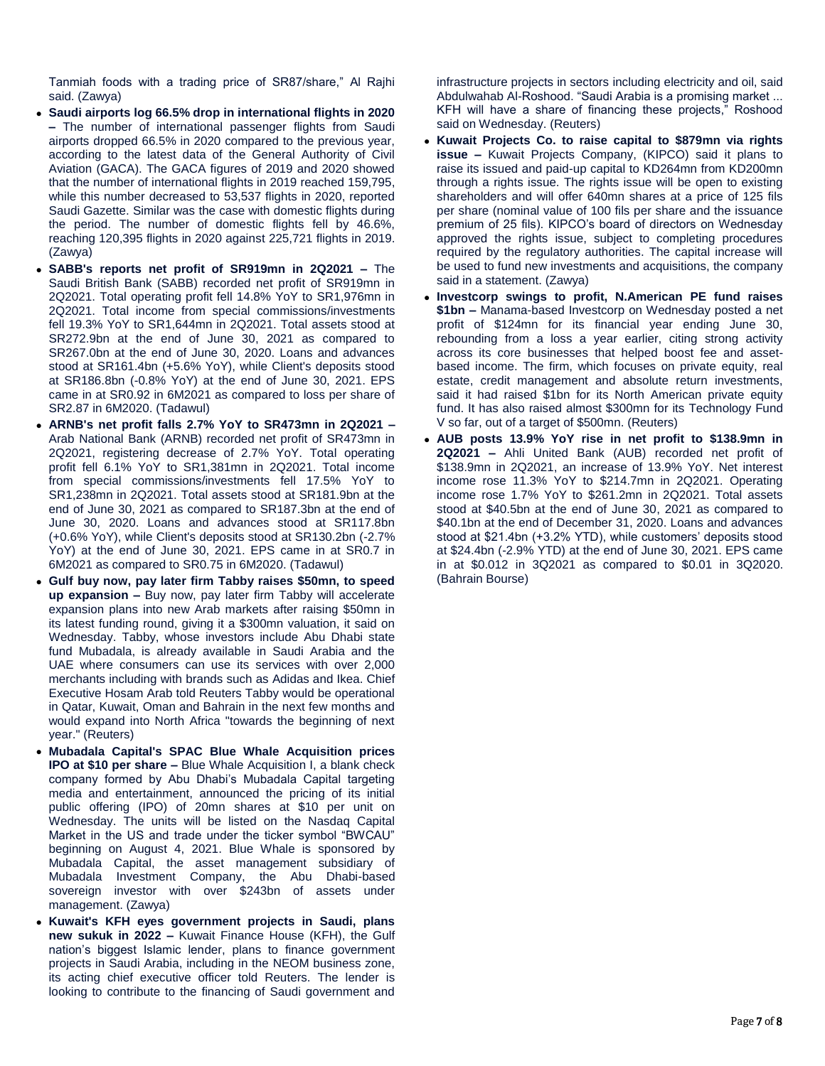Tanmiah foods with a trading price of SR87/share," Al Rajhi said. (Zawya)

- **Saudi airports log 66.5% drop in international flights in 2020 –** The number of international passenger flights from Saudi airports dropped 66.5% in 2020 compared to the previous year, according to the latest data of the General Authority of Civil Aviation (GACA). The GACA figures of 2019 and 2020 showed that the number of international flights in 2019 reached 159,795, while this number decreased to 53,537 flights in 2020, reported Saudi Gazette. Similar was the case with domestic flights during the period. The number of domestic flights fell by 46.6%, reaching 120,395 flights in 2020 against 225,721 flights in 2019. (Zawya)
- **SABB's reports net profit of SR919mn in 2Q2021 –** The Saudi British Bank (SABB) recorded net profit of SR919mn in 2Q2021. Total operating profit fell 14.8% YoY to SR1,976mn in 2Q2021. Total income from special commissions/investments fell 19.3% YoY to SR1,644mn in 2Q2021. Total assets stood at SR272.9bn at the end of June 30, 2021 as compared to SR267.0bn at the end of June 30, 2020. Loans and advances stood at SR161.4bn (+5.6% YoY), while Client's deposits stood at SR186.8bn (-0.8% YoY) at the end of June 30, 2021. EPS came in at SR0.92 in 6M2021 as compared to loss per share of SR2.87 in 6M2020. (Tadawul)
- **ARNB's net profit falls 2.7% YoY to SR473mn in 2Q2021 –** Arab National Bank (ARNB) recorded net profit of SR473mn in 2Q2021, registering decrease of 2.7% YoY. Total operating profit fell 6.1% YoY to SR1,381mn in 2Q2021. Total income from special commissions/investments fell 17.5% YoY to SR1,238mn in 2Q2021. Total assets stood at SR181.9bn at the end of June 30, 2021 as compared to SR187.3bn at the end of June 30, 2020. Loans and advances stood at SR117.8bn (+0.6% YoY), while Client's deposits stood at SR130.2bn (-2.7% YoY) at the end of June 30, 2021. EPS came in at SR0.7 in 6M2021 as compared to SR0.75 in 6M2020. (Tadawul)
- **Gulf buy now, pay later firm Tabby raises $50mn, to speed up expansion –** Buy now, pay later firm Tabby will accelerate expansion plans into new Arab markets after raising $50mn in its latest funding round, giving it a $300mn valuation, it said on Wednesday. Tabby, whose investors include Abu Dhabi state fund Mubadala, is already available in Saudi Arabia and the UAE where consumers can use its services with over 2,000 merchants including with brands such as Adidas and Ikea. Chief Executive Hosam Arab told Reuters Tabby would be operational in Qatar, Kuwait, Oman and Bahrain in the next few months and would expand into North Africa "towards the beginning of next year." (Reuters)
- **Mubadala Capital's SPAC Blue Whale Acquisition prices IPO at $10 per share –** Blue Whale Acquisition I, a blank check company formed by Abu Dhabi's Mubadala Capital targeting media and entertainment, announced the pricing of its initial public offering (IPO) of 20mn shares at $10 per unit on Wednesday. The units will be listed on the Nasdaq Capital Market in the US and trade under the ticker symbol "BWCAU" beginning on August 4, 2021. Blue Whale is sponsored by Mubadala Capital, the asset management subsidiary of Mubadala Investment Company, the Abu Dhabi-based sovereign investor with over $243bn of assets under management. (Zawya)
- **Kuwait's KFH eyes government projects in Saudi, plans new sukuk in 2022 –** Kuwait Finance House (KFH), the Gulf nation's biggest Islamic lender, plans to finance government projects in Saudi Arabia, including in the NEOM business zone, its acting chief executive officer told Reuters. The lender is looking to contribute to the financing of Saudi government and infrastructure projects in sectors including electricity and oil, said Abdulwahab Al-Roshood. "Saudi Arabia is a promising market ... KFH will have a share of financing these projects," Roshood said on Wednesday. (Reuters)
- **Kuwait Projects Co. to raise capital to $879mn via rights issue –** Kuwait Projects Company, (KIPCO) said it plans to raise its issued and paid-up capital to KD264mn from KD200mn through a rights issue. The rights issue will be open to existing shareholders and will offer 640mn shares at a price of 125 fils per share (nominal value of 100 fils per share and the issuance premium of 25 fils). KIPCO's board of directors on Wednesday approved the rights issue, subject to completing procedures required by the regulatory authorities. The capital increase will be used to fund new investments and acquisitions, the company said in a statement. (Zawya)
- **Investcorp swings to profit, N.American PE fund raises $1bn –** Manama-based Investcorp on Wednesday posted a net profit of $124mn for its financial year ending June 30, rebounding from a loss a year earlier, citing strong activity across its core businesses that helped boost fee and asset-based income. The firm, which focuses on private equity, real estate, credit management and absolute return investments, said it had raised $1bn for its North American private equity fund. It has also raised almost $300mn for its Technology Fund V so far, out of a target of $500mn. (Reuters)
- **AUB posts 13.9% YoY rise in net profit to $138.9mn in 2Q2021 –** Ahli United Bank (AUB) recorded net profit of $138.9mn in 2Q2021, an increase of 13.9% YoY. Net interest income rose 11.3% YoY to $214.7mn in 2Q2021. Operating income rose 1.7% YoY to $261.2mn in 2Q2021. Total assets stood at $40.5bn at the end of June 30, 2021 as compared to $40.1bn at the end of December 31, 2020. Loans and advances stood at $21.4bn (+3.2% YTD), while customers' deposits stood at $24.4bn (-2.9% YTD) at the end of June 30, 2021. EPS came in at $0.012 in 3Q2021 as compared to $0.01 in 3Q2020. (Bahrain Bourse)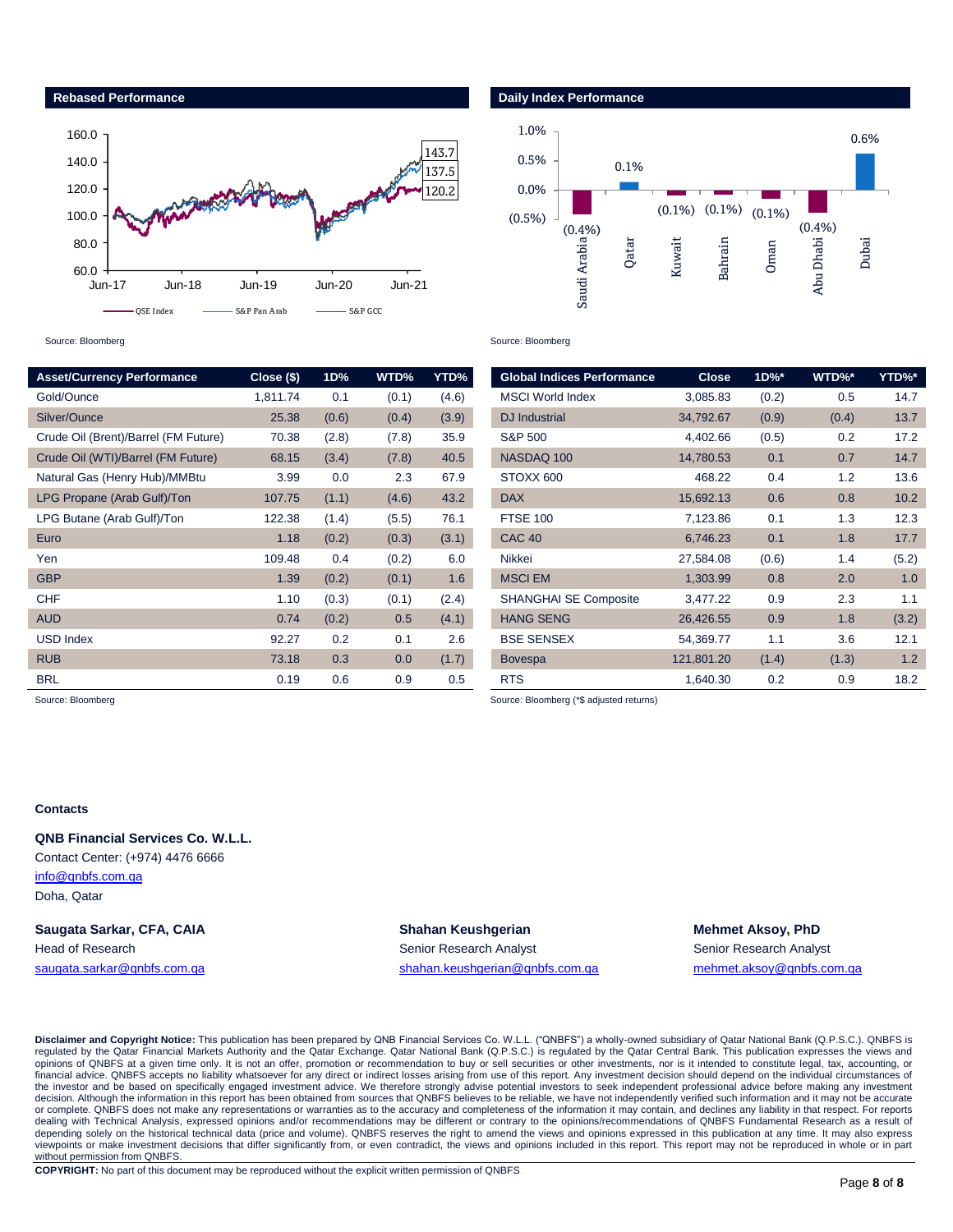### Rebased Performance

160.0
140.0
120.0
100.0
80.0
60.0

Jun-17 Jun-18 Jun-19 Jun-20 Jun-21

143.7
137.5
120.2

QSE Index S&P Pan Arab S&P GCC

Source: Bloomberg

### Daily Index Performance

1.0%
0.5%
0.0%
(0.5%)

Saudi Arabia (0.4%)
Qatar 0.1%
Kuwait (0.1%)
Bahrain (0.1%)
Oman (0.1%)
Abu Dhabi (0.4%)
Dubai 0.6%

Source: Bloomberg

| Asset/Currency Performance | Close ($) | 1D% | WTD% | YTD% |
|---|---|---|---|---|
| Gold/Ounce | 1,811.74 | 0.1 | (0.1) | (4.6) |
| Silver/Ounce | 25.38 | (0.6) | (0.4) | (3.9) |
| Crude Oil (Brent)/Barrel (FM Future) | 70.38 | (2.8) | (7.8) | 35.9 |
| Crude Oil (WTI)/Barrel (FM Future) | 68.15 | (3.4) | (7.8) | 40.5 |
| Natural Gas (Henry Hub)/MMBtu | 3.99 | 0.0 | 2.3 | 67.9 |
| LPG Propane (Arab Gulf)/Ton | 107.75 | (1.1) | (4.6) | 43.2 |
| LPG Butane (Arab Gulf)/Ton | 122.38 | (1.4) | (5.5) | 76.1 |
| Euro | 1.18 | (0.2) | (0.3) | (3.1) |
| Yen | 109.48 | 0.4 | (0.2) | 6.0 |
| GBP | 1.39 | (0.2) | (0.1) | 1.6 |
| CHF | 1.10 | (0.3) | (0.1) | (2.4) |
| AUD | 0.74 | (0.2) | 0.5 | (4.1) |
| USD Index | 92.27 | 0.2 | 0.1 | 2.6 |
| RUB | 73.18 | 0.3 | 0.0 | (1.7) |
| BRL | 0.19 | 0.6 | 0.9 | 0.5 |

Source: Bloomberg

| Global Indices Performance | Close | 1D%* | WTD%* | YTD%* |
|---|---|---|---|---|
| MSCI World Index | 3,085.83 | (0.2) | 0.5 | 14.7 |
| DJ Industrial | 34,792.67 | (0.9) | (0.4) | 13.7 |
| S&P 500 | 4,402.66 | (0.5) | 0.2 | 17.2 |
| NASDAQ 100 | 14,780.53 | 0.1 | 0.7 | 14.7 |
| STOXX 600 | 468.22 | 0.4 | 1.2 | 13.6 |
| DAX | 15,692.13 | 0.6 | 0.8 | 10.2 |
| FTSE 100 | 7,123.86 | 0.1 | 1.3 | 12.3 |
| CAC 40 | 6,746.23 | 0.1 | 1.8 | 17.7 |
| Nikkei | 27,584.08 | (0.6) | 1.4 | (5.2) |
| MSCI EM | 1,303.99 | 0.8 | 2.0 | 1.0 |
| SHANGHAI SE Composite | 3,477.22 | 0.9 | 2.3 | 1.1 |
| HANG SENG | 26,426.55 | 0.9 | 1.8 | (3.2) |
| BSE SENSEX | 54,369.77 | 1.1 | 3.6 | 12.1 |
| Bovespa | 121,801.20 | (1.4) | (1.3) | 1.2 |
| RTS | 1,640.30 | 0.2 | 0.9 | 18.2 |

Source: Bloomberg (*$ adjusted returns)

**Contacts**

**QNB Financial Services Co. W.L.L.**
Contact Center: (+974) 4476 6666
info@qnbfs.com.qa
Doha, Qatar

**Saugata Sarkar, CFA, CAIA**
Head of Research
saugata.sarkar@qnbfs.com.qa

**Shahan Keushgerian**
Senior Research Analyst
shahan.keushgerian@qnbfs.com.qa

**Mehmet Aksoy, PhD**
Senior Research Analyst
mehmet.aksoy@qnbfs.com.qa

**Disclaimer and Copyright Notice:** This publication has been prepared by QNB Financial Services Co. W.L.L. ("QNBFS") a wholly-owned subsidiary of Qatar National Bank (Q.P.S.C.). QNBFS is regulated by the Qatar Financial Markets Authority and the Qatar Exchange. Qatar National Bank (Q.P.S.C.) is regulated by the Qatar Central Bank. This publication expresses the views and opinions of QNBFS at a given time only. It is not an offer, promotion or recommendation to buy or sell securities or other investments, nor is it intended to constitute legal, tax, accounting, or financial advice. QNBFS accepts no liability whatsoever for any direct or indirect losses arising from use of this report. Any investment decision should depend on the individual circumstances of the investor and be based on specifically engaged investment advice. We therefore strongly advise potential investors to seek independent professional advice before making any investment decision. Although the information in this report has been obtained from sources that QNBFS believes to be reliable, we have not independently verified such information and it may not be accurate or complete. QNBFS does not make any representations or warranties as to the accuracy and completeness of the information it may contain, and declines any liability in that respect. For reports dealing with Technical Analysis, expressed opinions and/or recommendations may be different or contrary to the opinions/recommendations of QNBFS Fundamental Research as a result of depending solely on the historical technical data (price and volume). QNBFS reserves the right to amend the views and opinions expressed in this publication at any time. It may also express viewpoints or make investment decisions that differ significantly from, or even contradict, the views and opinions included in this report. This report may not be reproduced in whole or in part without permission from QNBFS.

**COPYRIGHT:** No part of this document may be reproduced without the explicit written permission of QNBFS.